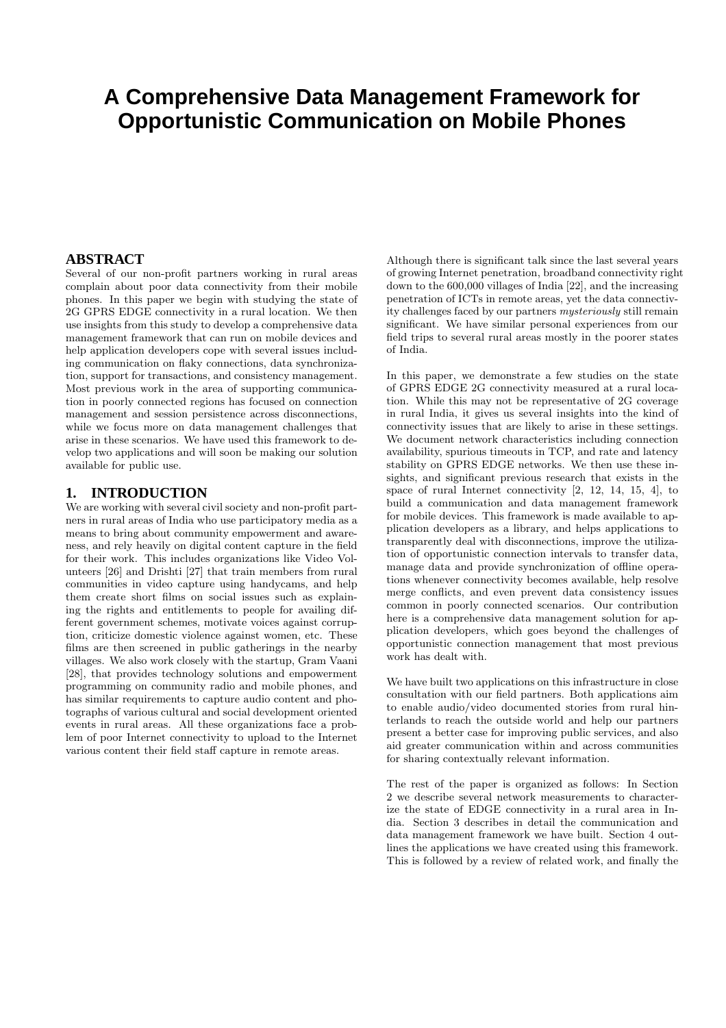# A Comprehensive Data Management Framework for Opportunistic Communication on Mobile Phones

## ABSTRACT

Several of our non-profit partners working in rural areas complain about poor data connectivity from their mobile phones. In this paper we begin with studying the state of 2G GPRS EDGE connectivity in a rural location. We then use insights from this study to develop a comprehensive data management framework that can run on mobile devices and help application developers cope with several issues including communication on flaky connections, data synchronization, support for transactions, and consistency management. Most previous work in the area of supporting communication in poorly connected regions has focused on connection management and session persistence across disconnections, while we focus more on data management challenges that arise in these scenarios. We have used this framework to develop two applications and will soon be making our solution available for public use.

## 1. INTRODUCTION

We are working with several civil society and non-profit partners in rural areas of India who use participatory media as a means to bring about community empowerment and awareness, and rely heavily on digital content capture in the field for their work. This includes organizations like Video Volunteers [26] and Drishti [27] that train members from rural communities in video capture using handycams, and help them create short films on social issues such as explaining the rights and entitlements to people for availing different government schemes, motivate voices against corruption, criticize domestic violence against women, etc. These films are then screened in public gatherings in the nearby villages. We also work closely with the startup, Gram Vaani [28], that provides technology solutions and empowerment programming on community radio and mobile phones, and has similar requirements to capture audio content and photographs of various cultural and social development oriented events in rural areas. All these organizations face a problem of poor Internet connectivity to upload to the Internet various content their field staff capture in remote areas.

Although there is significant talk since the last several years of growing Internet penetration, broadband connectivity right down to the 600,000 villages of India [22], and the increasing penetration of ICTs in remote areas, yet the data connectivity challenges faced by our partners *mysteriously* still remain significant. We have similar personal experiences from our field trips to several rural areas mostly in the poorer states of India.

In this paper, we demonstrate a few studies on the state of GPRS EDGE 2G connectivity measured at a rural location. While this may not be representative of 2G coverage in rural India, it gives us several insights into the kind of connectivity issues that are likely to arise in these settings. We document network characteristics including connection availability, spurious timeouts in TCP, and rate and latency stability on GPRS EDGE networks. We then use these insights, and significant previous research that exists in the space of rural Internet connectivity [2, 12, 14, 15, 4], to build a communication and data management framework for mobile devices. This framework is made available to application developers as a library, and helps applications to transparently deal with disconnections, improve the utilization of opportunistic connection intervals to transfer data, manage data and provide synchronization of offline operations whenever connectivity becomes available, help resolve merge conflicts, and even prevent data consistency issues common in poorly connected scenarios. Our contribution here is a comprehensive data management solution for application developers, which goes beyond the challenges of opportunistic connection management that most previous work has dealt with.

We have built two applications on this infrastructure in close consultation with our field partners. Both applications aim to enable audio/video documented stories from rural hinterlands to reach the outside world and help our partners present a better case for improving public services, and also aid greater communication within and across communities for sharing contextually relevant information.

The rest of the paper is organized as follows: In Section 2 we describe several network measurements to characterize the state of EDGE connectivity in a rural area in India. Section 3 describes in detail the communication and data management framework we have built. Section 4 outlines the applications we have created using this framework. This is followed by a review of related work, and finally the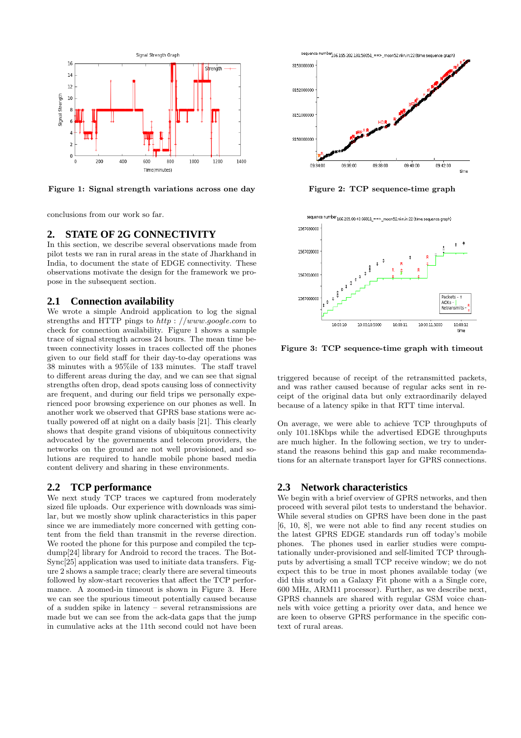Figure 1: Signal strength variations across one day

Figure 2: TCP sequence-time graph

Figure 3: TCP sequence-time graph with timeout

conclusions from our work so far.

## 2. STATE OF 2G CONNECTIVITY

In this section, we describe several observations made from pilot tests we ran in rural areas in the state of Jharkhand in India, to document the state of EDGE connectivity. These observations motivate the design for the framework we propose in the subsequent section.

### 2.1 Connection availability

We wrote a simple Android application to log the signal strengths and HTTP pings to *http : //www.google.com* to check for connection availability. Figure 1 shows a sample trace of signal strength across 24 hours. The mean time between connectivity losses in traces collected off the phones given to our field staff for their day-to-day operations was 38 minutes with a 95%ile of 133 minutes. The staff travel to different areas during the day, and we can see that signal strengths often drop, dead spots causing loss of connectivity are frequent, and during our field trips we personally experienced poor browsing experience on our phones as well. In another work we observed that GPRS base stations were actually powered off at night on a daily basis [21]. This clearly shows that despite grand visions of ubiquitous connectivity advocated by the governments and telecom providers, the networks on the ground are not well provisioned, and solutions are required to handle mobile phone based media content delivery and sharing in these environments.

### 2.2 TCP performance

We next study TCP traces we captured from moderately sized file uploads. Our experience with downloads was similar, but we mostly show uplink characteristics in this paper since we are immediately more concerned with getting content from the field than transmit in the reverse direction. We rooted the phone for this purpose and compiled the tcpdump[24] library for Android to record the traces. The BotSync[25] application was used to initiate data transfers. Figure 2 shows a sample trace; clearly there are several timeouts followed by slow-start recoveries that affect the TCP performance. A zoomed-in timeout is shown in Figure 3. Here we can see the spurious timeout potentially caused because of a sudden spike in latency – several retransmissions are made but we can see from the ack-data gaps that the jump in cumulative acks at the 11th second could not have been triggered because of receipt of the retransmitted packets, and was rather caused because of regular acks sent in receipt of the original data but only extraordinarily delayed because of a latency spike in that RTT time interval.

On average, we were able to achieve TCP throughputs of only 101.18Kbps while the advertised EDGE throughputs are much higher. In the following section, we try to understand the reasons behind this gap and make recommendations for an alternate transport layer for GPRS connections.

### 2.3 Network characteristics

We begin with a brief overview of GPRS networks, and then proceed with several pilot tests to understand the behavior. While several studies on GPRS have been done in the past [6, 10, 8], we were not able to find any recent studies on the latest GPRS EDGE standards run off today's mobile phones. The phones used in earlier studies were computationally under-provisioned and self-limited TCP throughputs by advertising a small TCP receive window; we do not expect this to be true in most phones available today (we did this study on a Galaxy Fit phone with a a Single core, 600 MHz, ARM11 processor). Further, as we describe next, GPRS channels are shared with regular GSM voice channels with voice getting a priority over data, and hence we are keen to observe GPRS performance in the specific context of rural areas.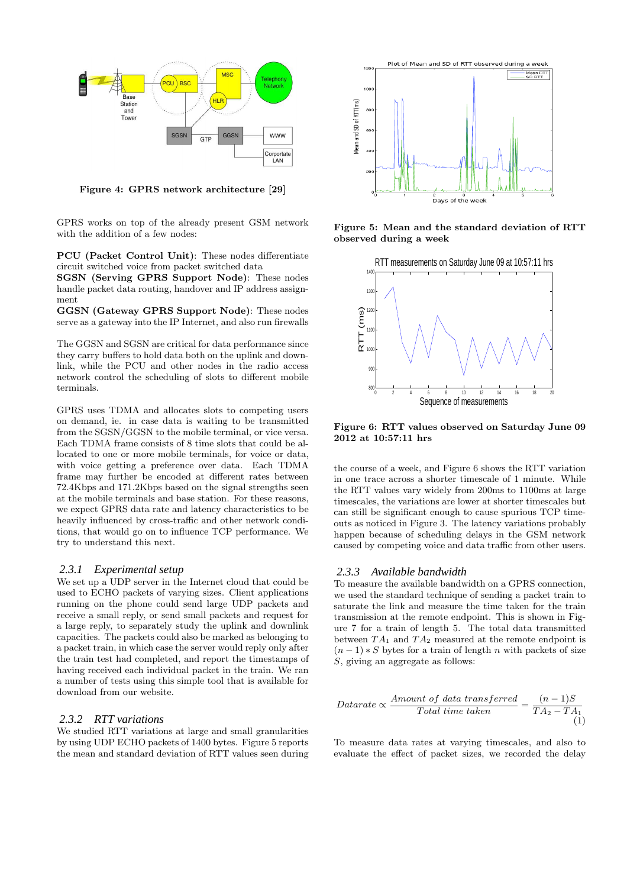Figure 4: GPRS network architecture [29]

GPRS works on top of the already present GSM network with the addition of a few nodes:

**PCU (Packet Control Unit)**: These nodes differentiate circuit switched voice from packet switched data
**SGSN (Serving GPRS Support Node)**: These nodes handle packet data routing, handover and IP address assignment
**GGSN (Gateway GPRS Support Node)**: These nodes serve as a gateway into the IP Internet, and also run firewalls

The GGSN and SGSN are critical for data performance since they carry buffers to hold data both on the uplink and downlink, while the PCU and other nodes in the radio access network control the scheduling of slots to different mobile terminals.

GPRS uses TDMA and allocates slots to competing users on demand, ie. in case data is waiting to be transmitted from the SGSN/GGSN to the mobile terminal, or vice versa. Each TDMA frame consists of 8 time slots that could be allocated to one or more mobile terminals, for voice or data, with voice getting a preference over data. Each TDMA frame may further be encoded at different rates between 72.4Kbps and 171.2Kbps based on the signal strengths seen at the mobile terminals and base station. For these reasons, we expect GPRS data rate and latency characteristics to be heavily influenced by cross-traffic and other network conditions, that would go on to influence TCP performance. We try to understand this next.

### 2.3.1 Experimental setup

We set up a UDP server in the Internet cloud that could be used to ECHO packets of varying sizes. Client applications running on the phone could send large UDP packets and receive a small reply, or send small packets and request for a large reply, to separately study the uplink and downlink capacities. The packets could also be marked as belonging to a packet train, in which case the server would reply only after the train test had completed, and report the timestamps of having received each individual packet in the train. We ran a number of tests using this simple tool that is available for download from our website.

### 2.3.2 RTT variations

We studied RTT variations at large and small granularities by using UDP ECHO packets of 1400 bytes. Figure 5 reports the mean and standard deviation of RTT values seen during the course of a week, and Figure 6 shows the RTT variation in one trace across a shorter timescale of 1 minute. While the RTT values vary widely from 200ms to 1100ms at large timescales, the variations are lower at shorter timescales but can still be significant enough to cause spurious TCP timeouts as noticed in Figure 3. The latency variations probably happen because of scheduling delays in the GSM network caused by competing voice and data traffic from other users.

Figure 5: Mean and the standard deviation of RTT observed during a week

Figure 6: RTT values observed on Saturday June 09 2012 at 10:57:11 hrs

### 2.3.3 Available bandwidth

To measure the available bandwidth on a GPRS connection, we used the standard technique of sending a packet train to saturate the link and measure the time taken for the train transmission at the remote endpoint. This is shown in Figure 7 for a train of length 5. The total data transmitted between $TA_1$ and $TA_2$ measured at the remote endpoint is $(n-1)*S$ bytes for a train of length $n$ with packets of size $S$, giving an aggregate as follows:

$$Datarate \propto \frac{Amount\ of\ data\ transferred}{Total\ time\ taken} = \frac{(n-1)S}{TA_2 - TA_1} \quad (1)$$

To measure data rates at varying timescales, and also to evaluate the effect of packet sizes, we recorded the delay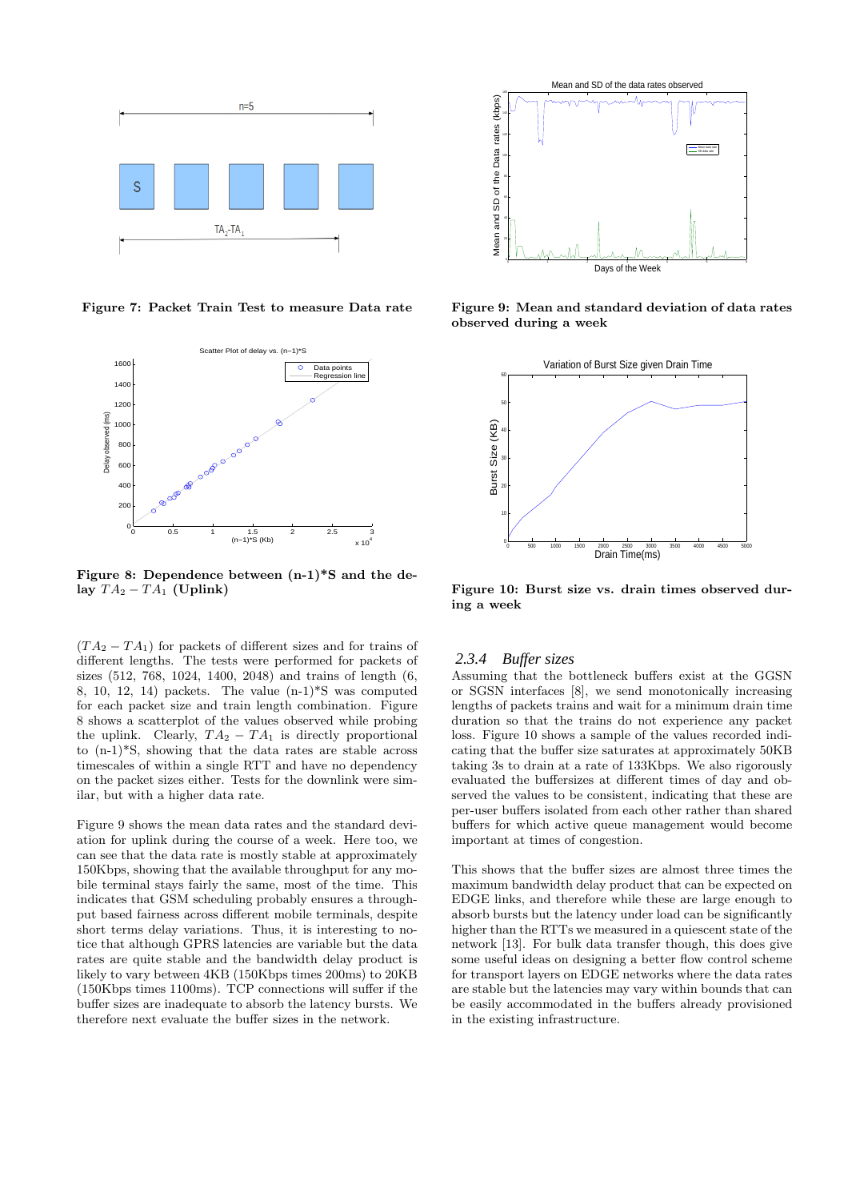Figure 7: **Packet Train Test to measure Data rate**

Figure 8: **Dependence between (n-1)*S and the delay $TA_2 - TA_1$ (Uplink)**

Figure 9: **Mean and standard deviation of data rates observed during a week**

Figure 10: **Burst size vs. drain times observed during a week**

($TA_2 - TA_1$) for packets of different sizes and for trains of different lengths. The tests were performed for packets of sizes (512, 768, 1024, 1400, 2048) and trains of length (6, 8, 10, 12, 14) packets. The value (n-1)*S was computed for each packet size and train length combination. Figure 8 shows a scatterplot of the values observed while probing the uplink. Clearly, $TA_2 - TA_1$ is directly proportional to (n-1)*S, showing that the data rates are stable across timescales of within a single RTT and have no dependency on the packet sizes either. Tests for the downlink were similar, but with a higher data rate.

Figure 9 shows the mean data rates and the standard deviation for uplink during the course of a week. Here too, we can see that the data rate is mostly stable at approximately 150Kbps, showing that the available throughput for any mobile terminal stays fairly the same, most of the time. This indicates that GSM scheduling probably ensures a throughput based fairness across different mobile terminals, despite short terms delay variations. Thus, it is interesting to notice that although GPRS latencies are variable but the data rates are quite stable and the bandwidth delay product is likely to vary between 4KB (150Kbps times 200ms) to 20KB (150Kbps times 1100ms). TCP connections will suffer if the buffer sizes are inadequate to absorb the latency bursts. We therefore next evaluate the buffer sizes in the network.

#### 2.3.4 *Buffer sizes*

Assuming that the bottleneck buffers exist at the GGSN or SGSN interfaces [8], we send monotonically increasing lengths of packets trains and wait for a minimum drain time duration so that the trains do not experience any packet loss. Figure 10 shows a sample of the values recorded indicating that the buffer size saturates at approximately 50KB taking 3s to drain at a rate of 133Kbps. We also rigorously evaluated the buffersizes at different times of day and observed the values to be consistent, indicating that these are per-user buffers isolated from each other rather than shared buffers for which active queue management would become important at times of congestion.

This shows that the buffer sizes are almost three times the maximum bandwidth delay product that can be expected on EDGE links, and therefore while these are large enough to absorb bursts but the latency under load can be significantly higher than the RTTs we measured in a quiescent state of the network [13]. For bulk data transfer though, this does give some useful ideas on designing a better flow control scheme for transport layers on EDGE networks where the data rates are stable but the latencies may vary within bounds that can be easily accommodated in the buffers already provisioned in the existing infrastructure.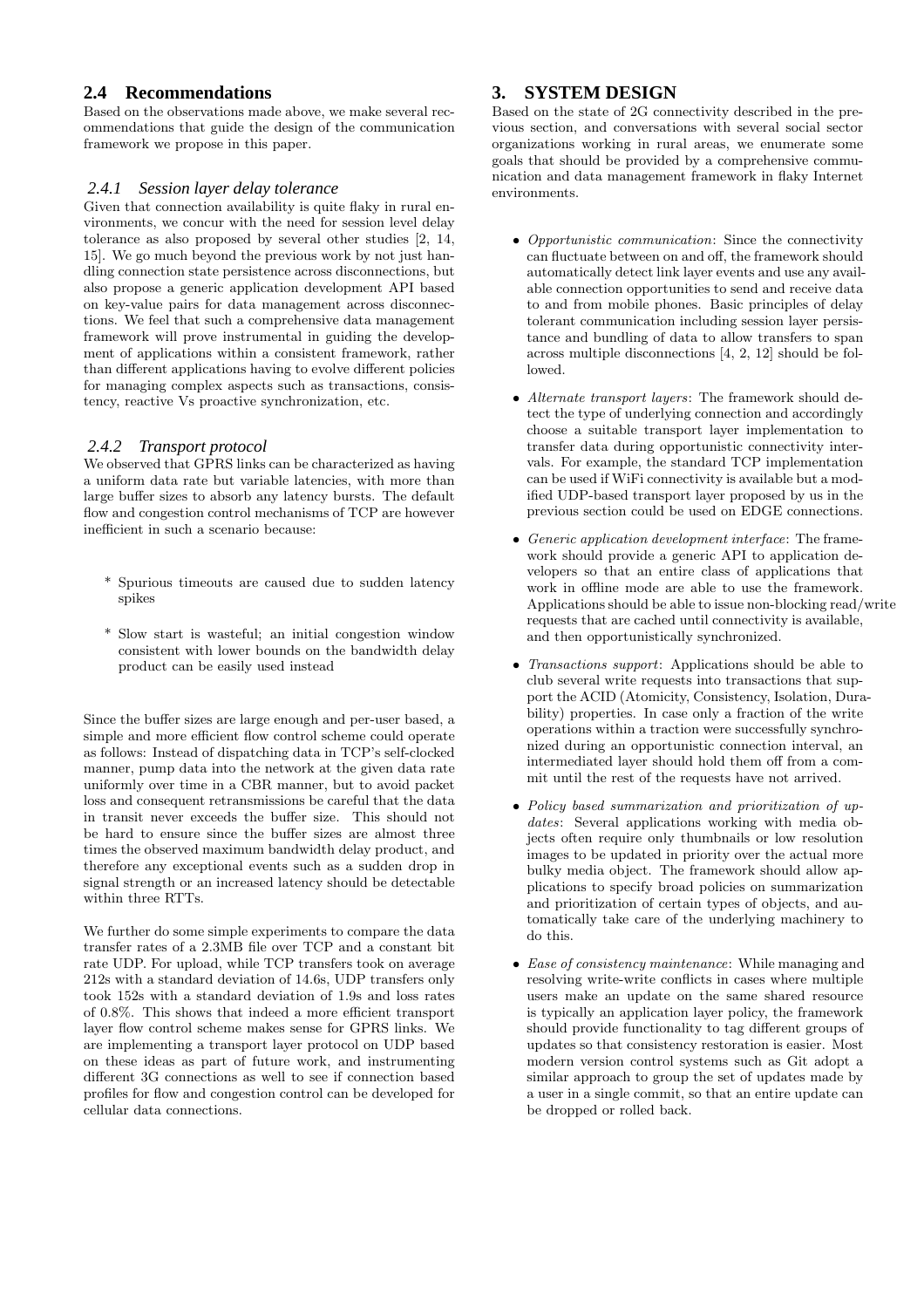## 2.4 Recommendations

Based on the observations made above, we make several recommendations that guide the design of the communication framework we propose in this paper.

### 2.4.1 Session layer delay tolerance

Given that connection availability is quite flaky in rural environments, we concur with the need for session level delay tolerance as also proposed by several other studies [2, 14, 15]. We go much beyond the previous work by not just handling connection state persistence across disconnections, but also propose a generic application development API based on key-value pairs for data management across disconnections. We feel that such a comprehensive data management framework will prove instrumental in guiding the development of applications within a consistent framework, rather than different applications having to evolve different policies for managing complex aspects such as transactions, consistency, reactive Vs proactive synchronization, etc.

### 2.4.2 Transport protocol

We observed that GPRS links can be characterized as having a uniform data rate but variable latencies, with more than large buffer sizes to absorb any latency bursts. The default flow and congestion control mechanisms of TCP are however inefficient in such a scenario because:

* Spurious timeouts are caused due to sudden latency spikes
* Slow start is wasteful; an initial congestion window consistent with lower bounds on the bandwidth delay product can be easily used instead

Since the buffer sizes are large enough and per-user based, a simple and more efficient flow control scheme could operate as follows: Instead of dispatching data in TCP's self-clocked manner, pump data into the network at the given data rate uniformly over time in a CBR manner, but to avoid packet loss and consequent retransmissions be careful that the data in transit never exceeds the buffer size. This should not be hard to ensure since the buffer sizes are almost three times the observed maximum bandwidth delay product, and therefore any exceptional events such as a sudden drop in signal strength or an increased latency should be detectable within three RTTs.

We further do some simple experiments to compare the data transfer rates of a 2.3MB file over TCP and a constant bit rate UDP. For upload, while TCP transfers took on average 212s with a standard deviation of 14.6s, UDP transfers only took 152s with a standard deviation of 1.9s and loss rates of 0.8%. This shows that indeed a more efficient transport layer flow control scheme makes sense for GPRS links. We are implementing a transport layer protocol on UDP based on these ideas as part of future work, and instrumenting different 3G connections as well to see if connection based profiles for flow and congestion control can be developed for cellular data connections.

# 3. SYSTEM DESIGN

Based on the state of 2G connectivity described in the previous section, and conversations with several social sector organizations working in rural areas, we enumerate some goals that should be provided by a comprehensive communication and data management framework in flaky Internet environments.

- *Opportunistic communication*: Since the connectivity can fluctuate between on and off, the framework should automatically detect link layer events and use any available connection opportunities to send and receive data to and from mobile phones. Basic principles of delay tolerant communication including session layer persistance and bundling of data to allow transfers to span across multiple disconnections [4, 2, 12] should be followed.
- *Alternate transport layers*: The framework should detect the type of underlying connection and accordingly choose a suitable transport layer implementation to transfer data during opportunistic connectivity intervals. For example, the standard TCP implementation can be used if WiFi connectivity is available but a modified UDP-based transport layer proposed by us in the previous section could be used on EDGE connections.
- *Generic application development interface*: The framework should provide a generic API to application developers so that an entire class of applications that work in offline mode are able to use the framework. Applications should be able to issue non-blocking read/write requests that are cached until connectivity is available, and then opportunistically synchronized.
- *Transactions support*: Applications should be able to club several write requests into transactions that support the ACID (Atomicity, Consistency, Isolation, Durability) properties. In case only a fraction of the write operations within a traction were successfully synchronized during an opportunistic connection interval, an intermediated layer should hold them off from a commit until the rest of the requests have not arrived.
- *Policy based summarization and prioritization of updates*: Several applications working with media objects often require only thumbnails or low resolution images to be updated in priority over the actual more bulky media object. The framework should allow applications to specify broad policies on summarization and prioritization of certain types of objects, and automatically take care of the underlying machinery to do this.
- *Ease of consistency maintenance*: While managing and resolving write-write conflicts in cases where multiple users make an update on the same shared resource is typically an application layer policy, the framework should provide functionality to tag different groups of updates so that consistency restoration is easier. Most modern version control systems such as Git adopt a similar approach to group the set of updates made by a user in a single commit, so that an entire update can be dropped or rolled back.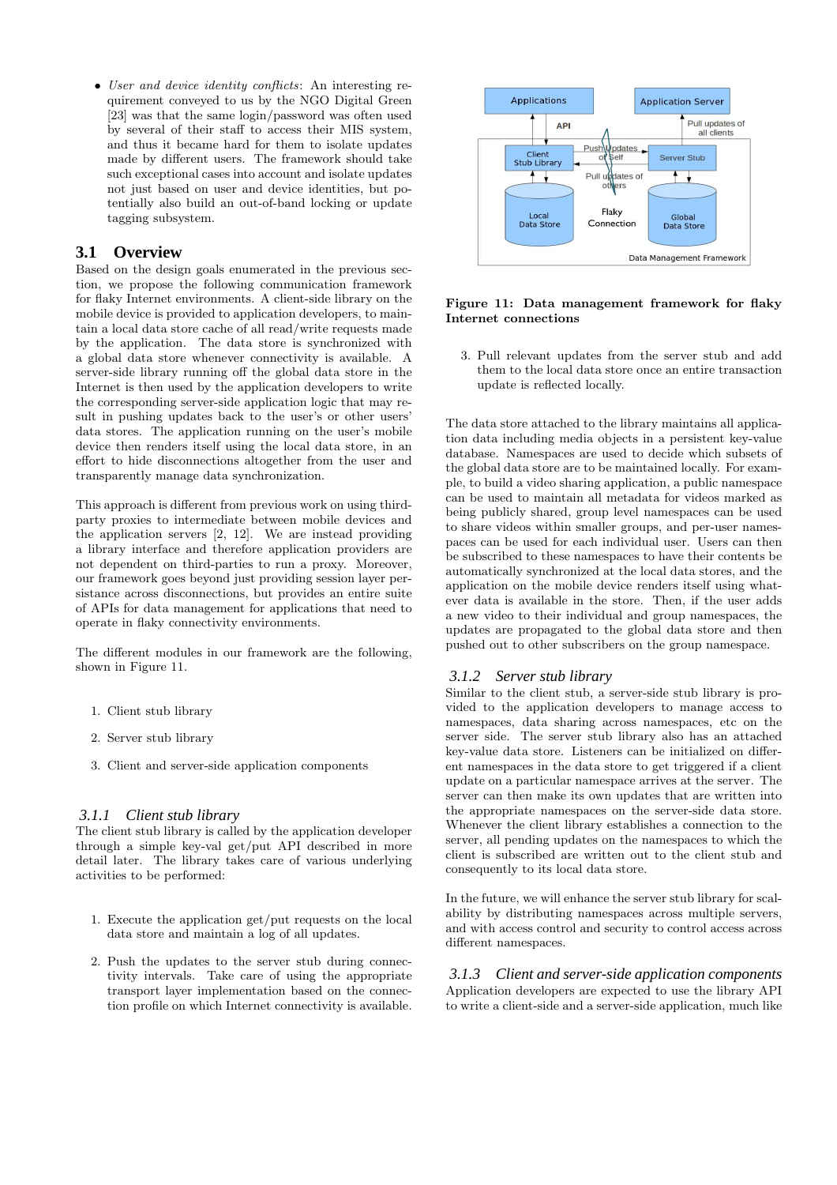- *User and device identity conflicts*: An interesting requirement conveyed to us by the NGO Digital Green [23] was that the same login/password was often used by several of their staff to access their MIS system, and thus it became hard for them to isolate updates made by different users. The framework should take such exceptional cases into account and isolate updates not just based on user and device identities, but potentially also build an out-of-band locking or update tagging subsystem.

## 3.1 Overview

Based on the design goals enumerated in the previous section, we propose the following communication framework for flaky Internet environments. A client-side library on the mobile device is provided to application developers, to maintain a local data store cache of all read/write requests made by the application. The data store is synchronized with a global data store whenever connectivity is available. A server-side library running off the global data store in the Internet is then used by the application developers to write the corresponding server-side application logic that may result in pushing updates back to the user's or other users' data stores. The application running on the user's mobile device then renders itself using the local data store, in an effort to hide disconnections altogether from the user and transparently manage data synchronization.

This approach is different from previous work on using third-party proxies to intermediate between mobile devices and the application servers [2, 12]. We are instead providing a library interface and therefore application providers are not dependent on third-parties to run a proxy. Moreover, our framework goes beyond just providing session layer persistance across disconnections, but provides an entire suite of APIs for data management for applications that need to operate in flaky connectivity environments.

The different modules in our framework are the following, shown in Figure 11.

1. Client stub library
2. Server stub library
3. Client and server-side application components

### 3.1.1 *Client stub library*

The client stub library is called by the application developer through a simple key-val get/put API described in more detail later. The library takes care of various underlying activities to be performed:

1. Execute the application get/put requests on the local data store and maintain a log of all updates.
2. Push the updates to the server stub during connectivity intervals. Take care of using the appropriate transport layer implementation based on the connection profile on which Internet connectivity is available.
3. Pull relevant updates from the server stub and add them to the local data store once an entire transaction update is reflected locally.

**Figure 11: Data management framework for flaky Internet connections**

The data store attached to the library maintains all application data including media objects in a persistent key-value database. Namespaces are used to decide which subsets of the global data store are to be maintained locally. For example, to build a video sharing application, a public namespace can be used to maintain all metadata for videos marked as being publicly shared, group level namespaces can be used to share videos within smaller groups, and per-user namespaces can be used for each individual user. Users can then be subscribed to these namespaces to have their contents be automatically synchronized at the local data stores, and the application on the mobile device renders itself using whatever data is available in the store. Then, if the user adds a new video to their individual and group namespaces, the updates are propagated to the global data store and then pushed out to other subscribers on the group namespace.

### 3.1.2 *Server stub library*

Similar to the client stub, a server-side stub library is provided to the application developers to manage access to namespaces, data sharing across namespaces, etc on the server side. The server stub library also has an attached key-value data store. Listeners can be initialized on different namespaces in the data store to get triggered if a client update on a particular namespace arrives at the server. The server can then make its own updates that are written into the appropriate namespaces on the server-side data store. Whenever the client library establishes a connection to the server, all pending updates on the namespaces to which the client is subscribed are written out to the client stub and consequently to its local data store.

In the future, we will enhance the server stub library for scalability by distributing namespaces across multiple servers, and with access control and security to control access across different namespaces.

### 3.1.3 *Client and server-side application components*

Application developers are expected to use the library API to write a client-side and a server-side application, much like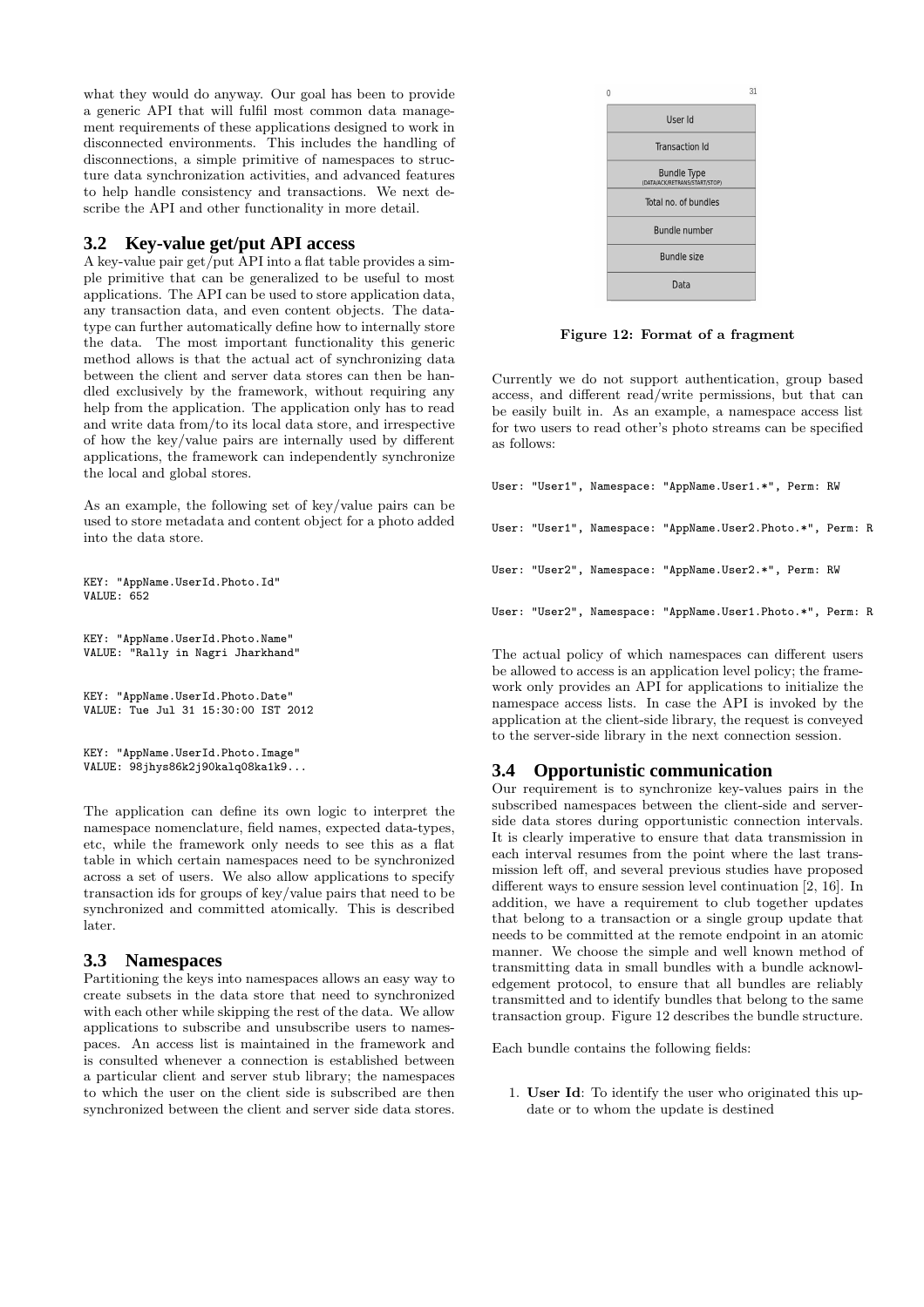what they would do anyway. Our goal has been to provide a generic API that will fulfil most common data management requirements of these applications designed to work in disconnected environments. This includes the handling of disconnections, a simple primitive of namespaces to structure data synchronization activities, and advanced features to help handle consistency and transactions. We next describe the API and other functionality in more detail.

## 3.2 Key-value get/put API access

A key-value pair get/put API into a flat table provides a simple primitive that can be generalized to be useful to most applications. The API can be used to store application data, any transaction data, and even content objects. The datatype can further automatically define how to internally store the data. The most important functionality this generic method allows is that the actual act of synchronizing data between the client and server data stores can then be handled exclusively by the framework, without requiring any help from the application. The application only has to read and write data from/to its local data store, and irrespective of how the key/value pairs are internally used by different applications, the framework can independently synchronize the local and global stores.

As an example, the following set of key/value pairs can be used to store metadata and content object for a photo added into the data store.

```
KEY: "AppName.UserId.Photo.Id"
VALUE: 652

KEY: "AppName.UserId.Photo.Name"
VALUE: "Rally in Nagri Jharkhand"

KEY: "AppName.UserId.Photo.Date"
VALUE: Tue Jul 31 15:30:00 IST 2012

KEY: "AppName.UserId.Photo.Image"
VALUE: 98jhys86k2j90kalq08ka1k9...
```

The application can define its own logic to interpret the namespace nomenclature, field names, expected data-types, etc, while the framework only needs to see this as a flat table in which certain namespaces need to be synchronized across a set of users. We also allow applications to specify transaction ids for groups of key/value pairs that need to be synchronized and committed atomically. This is described later.

## 3.3 Namespaces

Partitioning the keys into namespaces allows an easy way to create subsets in the data store that need to synchronized with each other while skipping the rest of the data. We allow applications to subscribe and unsubscribe users to namespaces. An access list is maintained in the framework and is consulted whenever a connection is established between a particular client and server stub library; the namespaces to which the user on the client side is subscribed are then synchronized between the client and server side data stores.

| 0 | 31 |
|---|---|
| User Id | |
| Transaction Id | |
| Bundle Type (DATA/ACK/RETRANS/START/STOP) | |
| Total no. of bundles | |
| Bundle number | |
| Bundle size | |
| Data | |

**Figure 12: Format of a fragment**

Currently we do not support authentication, group based access, and different read/write permissions, but that can be easily built in. As an example, a namespace access list for two users to read other's photo streams can be specified as follows:

```
User: "User1", Namespace: "AppName.User1.*", Perm: RW

User: "User1", Namespace: "AppName.User2.Photo.*", Perm: R

User: "User2", Namespace: "AppName.User2.*", Perm: RW

User: "User2", Namespace: "AppName.User1.Photo.*", Perm: R
```

The actual policy of which namespaces can different users be allowed to access is an application level policy; the framework only provides an API for applications to initialize the namespace access lists. In case the API is invoked by the application at the client-side library, the request is conveyed to the server-side library in the next connection session.

## 3.4 Opportunistic communication

Our requirement is to synchronize key-values pairs in the subscribed namespaces between the client-side and server-side data stores during opportunistic connection intervals. It is clearly imperative to ensure that data transmission in each interval resumes from the point where the last transmission left off, and several previous studies have proposed different ways to ensure session level continuation [2, 16]. In addition, we have a requirement to club together updates that belong to a transaction or a single group update that needs to be committed at the remote endpoint in an atomic manner. We choose the simple and well known method of transmitting data in small bundles with a bundle acknowledgement protocol, to ensure that all bundles are reliably transmitted and to identify bundles that belong to the same transaction group. Figure 12 describes the bundle structure.

Each bundle contains the following fields:

1. **User Id**: To identify the user who originated this update or to whom the update is destined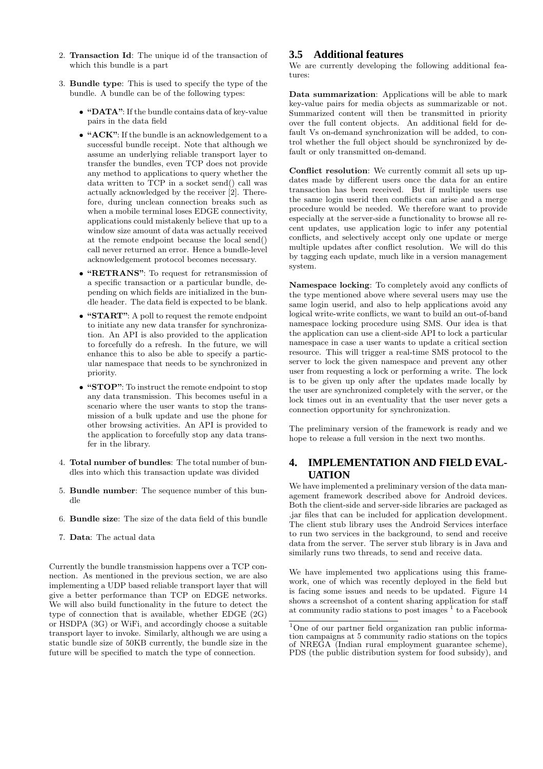2. **Transaction Id**: The unique id of the transaction of which this bundle is a part

3. **Bundle type**: This is used to specify the type of the bundle. A bundle can be of the following types:

   - **"DATA"**: If the bundle contains data of key-value pairs in the data field
   - **"ACK"**: If the bundle is an acknowledgement to a successful bundle receipt. Note that although we assume an underlying reliable transport layer to transfer the bundles, even TCP does not provide any method to applications to query whether the data written to TCP in a socket send() call was actually acknowledged by the receiver [2]. Therefore, during unclean connection breaks such as when a mobile terminal loses EDGE connectivity, applications could mistakenly believe that up to a window size amount of data was actually received at the remote endpoint because the local send() call never returned an error. Hence a bundle-level acknowledgement protocol becomes necessary.
   - **"RETRANS"**: To request for retransmission of a specific transaction or a particular bundle, depending on which fields are initialized in the bundle header. The data field is expected to be blank.
   - **"START"**: A poll to request the remote endpoint to initiate any new data transfer for synchronization. An API is also provided to the application to forcefully do a refresh. In the future, we will enhance this to also be able to specify a particular namespace that needs to be synchronized in priority.
   - **"STOP"**: To instruct the remote endpoint to stop any data transmission. This becomes useful in a scenario where the user wants to stop the transmission of a bulk update and use the phone for other browsing activities. An API is provided to the application to forcefully stop any data transfer in the library.

4. **Total number of bundles**: The total number of bundles into which this transaction update was divided

5. **Bundle number**: The sequence number of this bundle

6. **Bundle size**: The size of the data field of this bundle

7. **Data**: The actual data

Currently the bundle transmission happens over a TCP connection. As mentioned in the previous section, we are also implementing a UDP based reliable transport layer that will give a better performance than TCP on EDGE networks. We will also build functionality in the future to detect the type of connection that is available, whether EDGE (2G) or HSDPA (3G) or WiFi, and accordingly choose a suitable transport layer to invoke. Similarly, although we are using a static bundle size of 50KB currently, the bundle size in the future will be specified to match the type of connection.

### 3.5 Additional features

We are currently developing the following additional features:

**Data summarization**: Applications will be able to mark key-value pairs for media objects as summarizable or not. Summarized content will then be transmitted in priority over the full content objects. An additional field for default Vs on-demand synchronization will be added, to control whether the full object should be synchronized by default or only transmitted on-demand.

**Conflict resolution**: We currently commit all sets up updates made by different users once the data for an entire transaction has been received. But if multiple users use the same login userid then conflicts can arise and a merge procedure would be needed. We therefore want to provide especially at the server-side a functionality to browse all recent updates, use application logic to infer any potential conflicts, and selectively accept only one update or merge multiple updates after conflict resolution. We will do this by tagging each update, much like in a version management system.

**Namespace locking**: To completely avoid any conflicts of the type mentioned above where several users may use the same login userid, and also to help applications avoid any logical write-write conflicts, we want to build an out-of-band namespace locking procedure using SMS. Our idea is that the application can use a client-side API to lock a particular namespace in case a user wants to update a critical section resource. This will trigger a real-time SMS protocol to the server to lock the given namespace and prevent any other user from requesting a lock or performing a write. The lock is to be given up only after the updates made locally by the user are synchronized completely with the server, or the lock times out in an eventuality that the user never gets a connection opportunity for synchronization.

The preliminary version of the framework is ready and we hope to release a full version in the next two months.

## 4. IMPLEMENTATION AND FIELD EVALUATION

We have implemented a preliminary version of the data management framework described above for Android devices. Both the client-side and server-side libraries are packaged as .jar files that can be included for application development. The client stub library uses the Android Services interface to run two services in the background, to send and receive data from the server. The server stub library is in Java and similarly runs two threads, to send and receive data.

We have implemented two applications using this framework, one of which was recently deployed in the field but is facing some issues and needs to be updated. Figure 14 shows a screenshot of a content sharing application for staff at community radio stations to post images [1] to a Facebook

[1] One of our partner field organization ran public information campaigns at 5 community radio stations on the topics of NREGA (Indian rural employment guarantee scheme), PDS (the public distribution system for food subsidy), and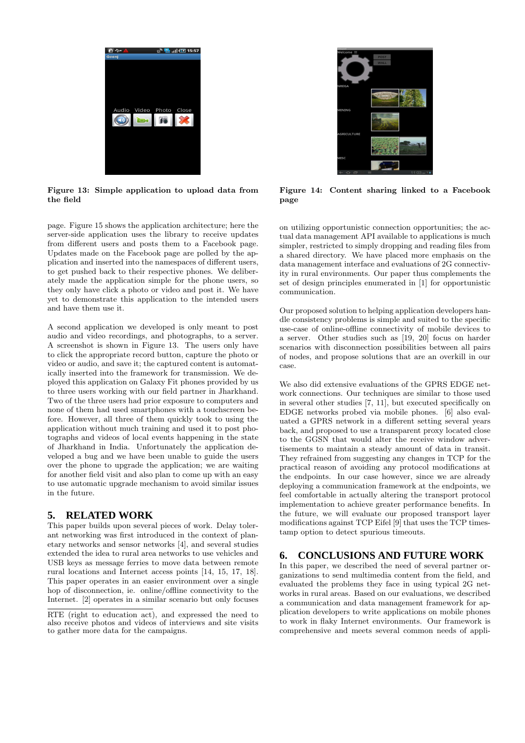Figure 13: Simple application to upload data from the field

Figure 14: Content sharing linked to a Facebook page

page. Figure 15 shows the application architecture; here the server-side application uses the library to receive updates from different users and posts them to a Facebook page. Updates made on the Facebook page are polled by the application and inserted into the namespaces of different users, to get pushed back to their respective phones. We deliberately made the application simple for the phone users, so they only have click a photo or video and post it. We have yet to demonstrate this application to the intended users and have them use it.

A second application we developed is only meant to post audio and video recordings, and photographs, to a server. A screenshot is shown in Figure 13. The users only have to click the appropriate record button, capture the photo or video or audio, and save it; the captured content is automatically inserted into the framework for transmission. We deployed this application on Galaxy Fit phones provided by us to three users working with our field partner in Jharkhand. Two of the three users had prior exposure to computers and none of them had used smartphones with a touchscreen before. However, all three of them quickly took to using the application without much training and used it to post photographs and videos of local events happening in the state of Jharkhand in India. Unfortunately the application developed a bug and we have been unable to guide the users over the phone to upgrade the application; we are waiting for another field visit and also plan to come up with an easy to use automatic upgrade mechanism to avoid similar issues in the future.

## 5. RELATED WORK

This paper builds upon several pieces of work. Delay tolerant networking was first introduced in the context of planetary networks and sensor networks [4], and several studies extended the idea to rural area networks to use vehicles and USB keys as message ferries to move data between remote rural locations and Internet access points [14, 15, 17, 18]. This paper operates in an easier environment over a single hop of disconnection, ie. online/offline connectivity to the Internet. [2] operates in a similar scenario but only focuses on utilizing opportunistic connection opportunities; the actual data management API available to applications is much simpler, restricted to simply dropping and reading files from a shared directory. We have placed more emphasis on the data management interface and evaluations of 2G connectivity in rural environments. Our paper thus complements the set of design principles enumerated in [1] for opportunistic communication.

Our proposed solution to helping application developers handle consistency problems is simple and suited to the specific use-case of online-offline connectivity of mobile devices to a server. Other studies such as [19, 20] focus on harder scenarios with disconnection possibilities between all pairs of nodes, and propose solutions that are an overkill in our case.

We also did extensive evaluations of the GPRS EDGE network connections. Our techniques are similar to those used in several other studies [7, 11], but executed specifically on EDGE networks probed via mobile phones. [6] also evaluated a GPRS network in a different setting several years back, and proposed to use a transparent proxy located close to the GGSN that would alter the receive window advertisements to maintain a steady amount of data in transit. They refrained from suggesting any changes in TCP for the practical reason of avoiding any protocol modifications at the endpoints. In our case however, since we are already deploying a communication framework at the endpoints, we feel comfortable in actually altering the transport protocol implementation to achieve greater performance benefits. In the future, we will evaluate our proposed transport layer modifications against TCP Eifel [9] that uses the TCP timestamp option to detect spurious timeouts.

## 6. CONCLUSIONS AND FUTURE WORK

In this paper, we described the need of several partner organizations to send multimedia content from the field, and evaluated the problems they face in using typical 2G networks in rural areas. Based on our evaluations, we described a communication and data management framework for application developers to write applications on mobile phones to work in flaky Internet environments. Our framework is comprehensive and meets several common needs of appli-

RTE (right to education act), and expressed the need to also receive photos and videos of interviews and site visits to gather more data for the campaigns.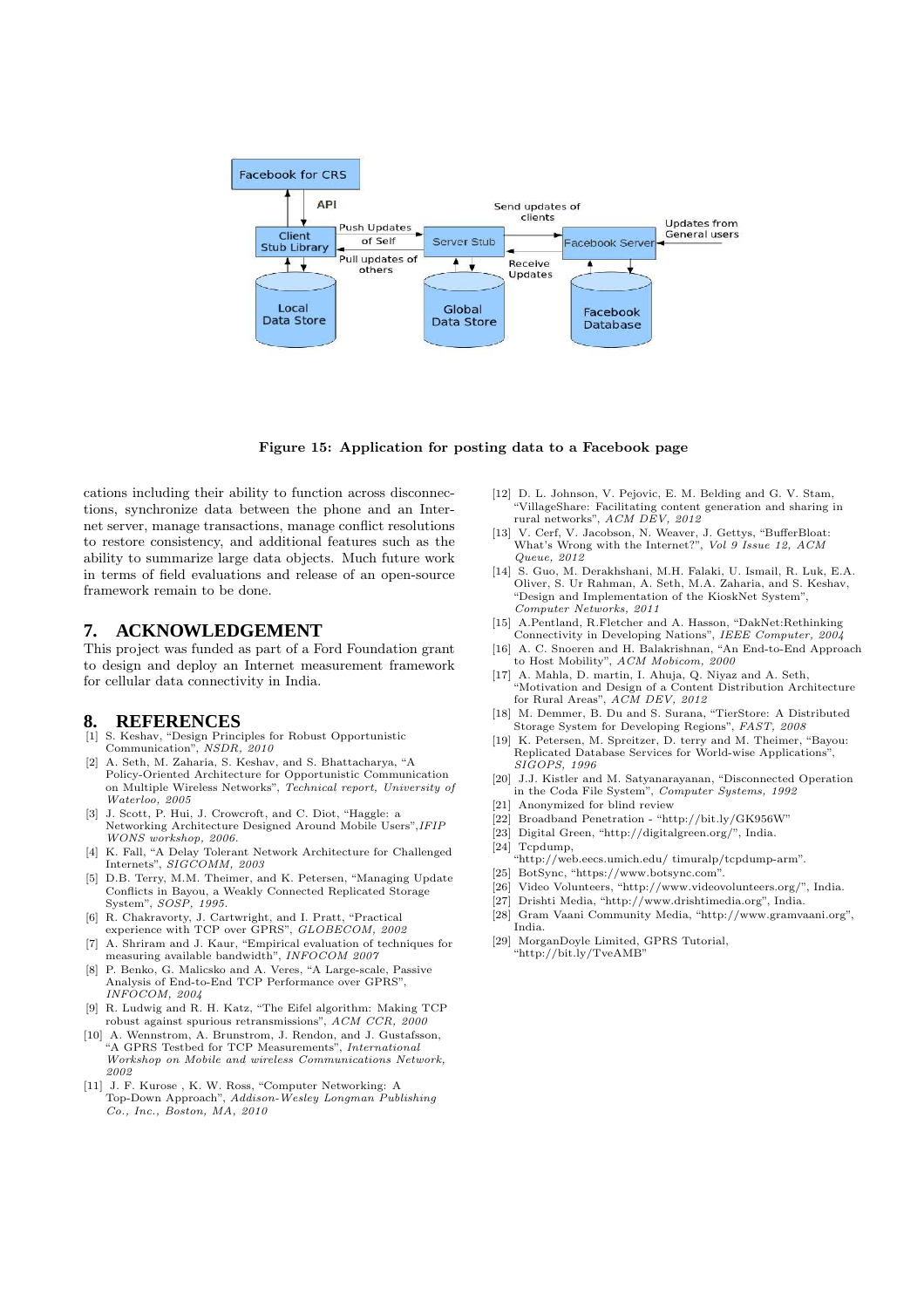Facebook for CRS

API

Client Stub Library

Push Updates of Self

Pull updates of others

Server Stub

Send updates of clients

Receive Updates

Facebook Server

Updates from General users

Local Data Store

Global Data Store

Facebook Database

**Figure 15: Application for posting data to a Facebook page**

cations including their ability to function across disconnections, synchronize data between the phone and an Internet server, manage transactions, manage conflict resolutions to restore consistency, and additional features such as the ability to summarize large data objects. Much future work in terms of field evaluations and release of an open-source framework remain to be done.

## 7. ACKNOWLEDGEMENT

This project was funded as part of a Ford Foundation grant to design and deploy an Internet measurement framework for cellular data connectivity in India.

## 8. REFERENCES

[1] S. Keshav, "Design Principles for Robust Opportunistic Communication", *NSDR, 2010*

[2] A. Seth, M. Zaharia, S. Keshav, and S. Bhattacharya, "A Policy-Oriented Architecture for Opportunistic Communication on Multiple Wireless Networks", *Technical report, University of Waterloo, 2005*

[3] J. Scott, P. Hui, J. Crowcroft, and C. Diot, "Haggle: a Networking Architecture Designed Around Mobile Users",*IFIP WONS workshop, 2006.*

[4] K. Fall, "A Delay Tolerant Network Architecture for Challenged Internets", *SIGCOMM, 2003*

[5] D.B. Terry, M.M. Theimer, and K. Petersen, "Managing Update Conflicts in Bayou, a Weakly Connected Replicated Storage System", *SOSP, 1995.*

[6] R. Chakravorty, J. Cartwright, and I. Pratt, "Practical experience with TCP over GPRS", *GLOBECOM, 2002*

[7] A. Shriram and J. Kaur, "Empirical evaluation of techniques for measuring available bandwidth", *INFOCOM 2007*

[8] P. Benko, G. Malicsko and A. Veres, "A Large-scale, Passive Analysis of End-to-End TCP Performance over GPRS", *INFOCOM, 2004*

[9] R. Ludwig and R. H. Katz, "The Eifel algorithm: Making TCP robust against spurious retransmissions", *ACM CCR, 2000*

[10] A. Wennstrom, A. Brunstrom, J. Rendon, and J. Gustafsson, "A GPRS Testbed for TCP Measurements", *International Workshop on Mobile and wireless Communications Network, 2002*

[11] J. F. Kurose , K. W. Ross, "Computer Networking: A Top-Down Approach", *Addison-Wesley Longman Publishing Co., Inc., Boston, MA, 2010*

[12] D. L. Johnson, V. Pejovic, E. M. Belding and G. V. Stam, "VillageShare: Facilitating content generation and sharing in rural networks", *ACM DEV, 2012*

[13] V. Cerf, V. Jacobson, N. Weaver, J. Gettys, "BufferBloat: What's Wrong with the Internet?", *Vol 9 Issue 12, ACM Queue, 2012*

[14] S. Guo, M. Derakhshani, M.H. Falaki, U. Ismail, R. Luk, E.A. Oliver, S. Ur Rahman, A. Seth, M.A. Zaharia, and S. Keshav, "Design and Implementation of the KioskNet System", *Computer Networks, 2011*

[15] A.Pentland, R.Fletcher and A. Hasson, "DakNet:Rethinking Connectivity in Developing Nations", *IEEE Computer, 2004*

[16] A. C. Snoeren and H. Balakrishnan, "An End-to-End Approach to Host Mobility", *ACM Mobicom, 2000*

[17] A. Mahla, D. martin, I. Ahuja, Q. Niyaz and A. Seth, "Motivation and Design of a Content Distribution Architecture for Rural Areas", *ACM DEV, 2012*

[18] M. Demmer, B. Du and S. Surana, "TierStore: A Distributed Storage System for Developing Regions", *FAST, 2008*

[19] K. Petersen, M. Spreitzer, D. terry and M. Theimer, "Bayou: Replicated Database Services for World-wise Applications", *SIGOPS, 1996*

[20] J.J. Kistler and M. Satyanarayanan, "Disconnected Operation in the Coda File System", *Computer Systems, 1992*

[21] Anonymized for blind review

[22] Broadband Penetration - "http://bit.ly/GK956W"

[23] Digital Green, "http://digitalgreen.org/", India.

[24] Tcpdump, "http://web.eecs.umich.edu/ timuralp/tcpdump-arm".

[25] BotSync, "https://www.botsync.com".

[26] Video Volunteers, "http://www.videovolunteers.org/", India.

[27] Drishti Media, "http://www.drishtimedia.org", India.

[28] Gram Vaani Community Media, "http://www.gramvaani.org", India.

[29] MorganDoyle Limited, GPRS Tutorial, "http://bit.ly/TveAMB"